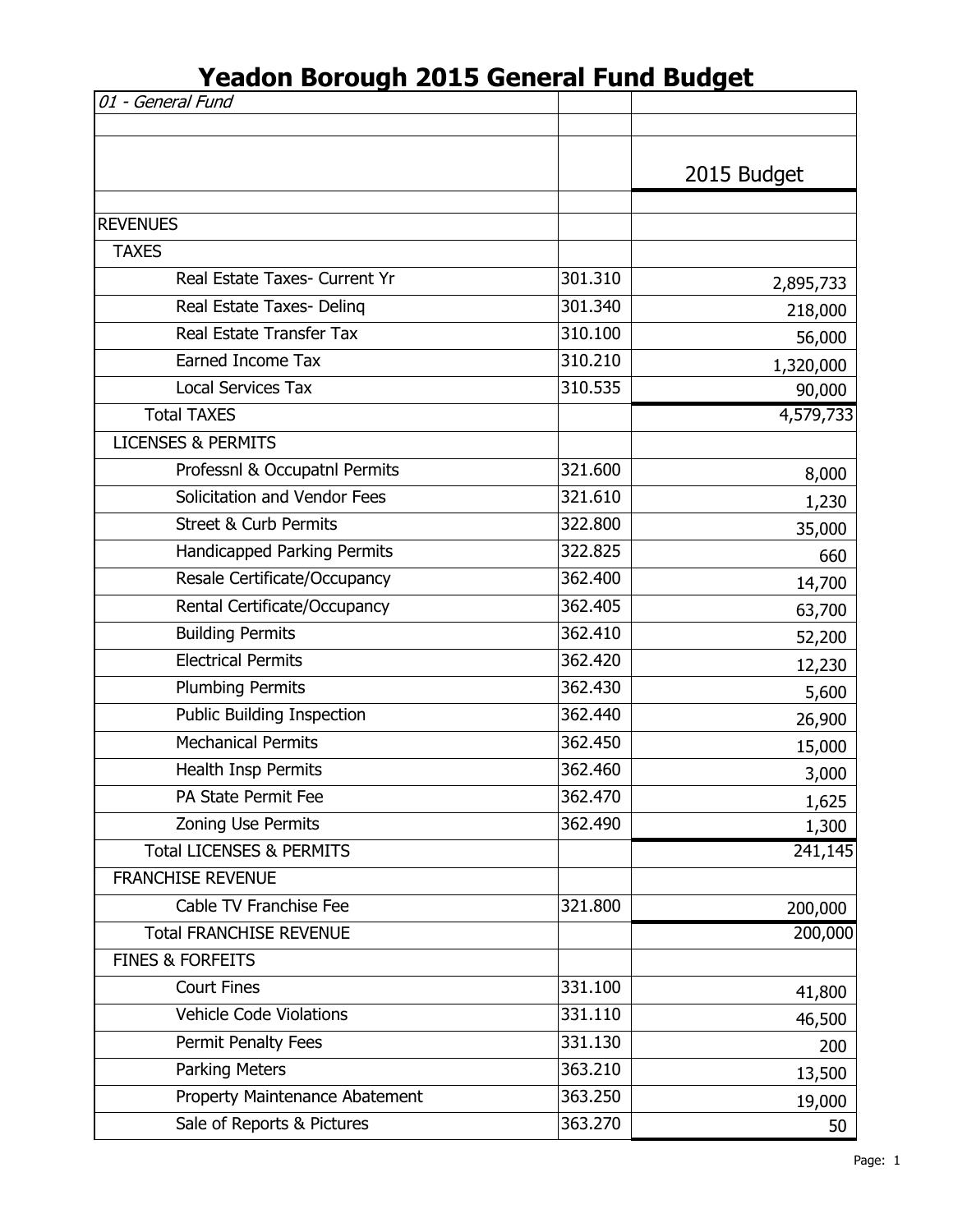# Yeadon Borough 2015 General Fund Budget

| *01 - General Fund* | | |
|---|---|---|
| | | |
| | | 2015 Budget |
| | | |
| REVENUES | | |
| TAXES | | |
| Real Estate Taxes- Current Yr | 301.310 | 2,895,733 |
| Real Estate Taxes- Delinq | 301.340 | 218,000 |
| Real Estate Transfer Tax | 310.100 | 56,000 |
| Earned Income Tax | 310.210 | 1,320,000 |
| Local Services Tax | 310.535 | 90,000 |
| Total TAXES | | 4,579,733 |
| LICENSES & PERMITS | | |
| Professnl & Occupatnl Permits | 321.600 | 8,000 |
| Solicitation and Vendor Fees | 321.610 | 1,230 |
| Street & Curb Permits | 322.800 | 35,000 |
| Handicapped Parking Permits | 322.825 | 660 |
| Resale Certificate/Occupancy | 362.400 | 14,700 |
| Rental Certificate/Occupancy | 362.405 | 63,700 |
| Building Permits | 362.410 | 52,200 |
| Electrical Permits | 362.420 | 12,230 |
| Plumbing Permits | 362.430 | 5,600 |
| Public Building Inspection | 362.440 | 26,900 |
| Mechanical Permits | 362.450 | 15,000 |
| Health Insp Permits | 362.460 | 3,000 |
| PA State Permit Fee | 362.470 | 1,625 |
| Zoning Use Permits | 362.490 | 1,300 |
| Total LICENSES & PERMITS | | 241,145 |
| FRANCHISE REVENUE | | |
| Cable TV Franchise Fee | 321.800 | 200,000 |
| Total FRANCHISE REVENUE | | 200,000 |
| FINES & FORFEITS | | |
| Court Fines | 331.100 | 41,800 |
| Vehicle Code Violations | 331.110 | 46,500 |
| Permit Penalty Fees | 331.130 | 200 |
| Parking Meters | 363.210 | 13,500 |
| Property Maintenance Abatement | 363.250 | 19,000 |
| Sale of Reports & Pictures | 363.270 | 50 |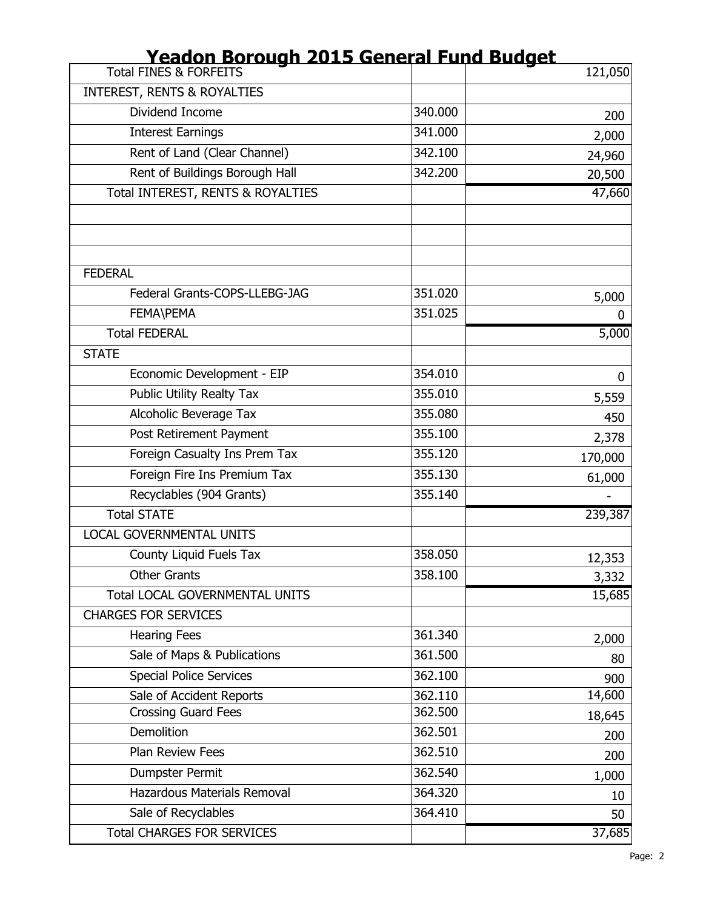# Yeadon Borough 2015 General Fund Budget

| | | |
|---|---|---|
| Total FINES & FORFEITS | | 121,050 |
| INTEREST, RENTS & ROYALTIES | | |
| Dividend Income | 340.000 | 200 |
| Interest Earnings | 341.000 | 2,000 |
| Rent of Land (Clear Channel) | 342.100 | 24,960 |
| Rent of Buildings Borough Hall | 342.200 | 20,500 |
| Total INTEREST, RENTS & ROYALTIES | | 47,660 |
| | | |
| | | |
| | | |
| FEDERAL | | |
| Federal Grants-COPS-LLEBG-JAG | 351.020 | 5,000 |
| FEMA\PEMA | 351.025 | 0 |
| Total FEDERAL | | 5,000 |
| STATE | | |
| Economic Development - EIP | 354.010 | 0 |
| Public Utility Realty Tax | 355.010 | 5,559 |
| Alcoholic Beverage Tax | 355.080 | 450 |
| Post Retirement Payment | 355.100 | 2,378 |
| Foreign Casualty Ins Prem Tax | 355.120 | 170,000 |
| Foreign Fire Ins Premium Tax | 355.130 | 61,000 |
| Recyclables (904 Grants) | 355.140 | - |
| Total STATE | | 239,387 |
| LOCAL GOVERNMENTAL UNITS | | |
| County Liquid Fuels Tax | 358.050 | 12,353 |
| Other Grants | 358.100 | 3,332 |
| Total LOCAL GOVERNMENTAL UNITS | | 15,685 |
| CHARGES FOR SERVICES | | |
| Hearing Fees | 361.340 | 2,000 |
| Sale of Maps & Publications | 361.500 | 80 |
| Special Police Services | 362.100 | 900 |
| Sale of Accident Reports | 362.110 | 14,600 |
| Crossing Guard Fees | 362.500 | 18,645 |
| Demolition | 362.501 | 200 |
| Plan Review Fees | 362.510 | 200 |
| Dumpster Permit | 362.540 | 1,000 |
| Hazardous Materials Removal | 364.320 | 10 |
| Sale of Recyclables | 364.410 | 50 |
| Total CHARGES FOR SERVICES | | 37,685 |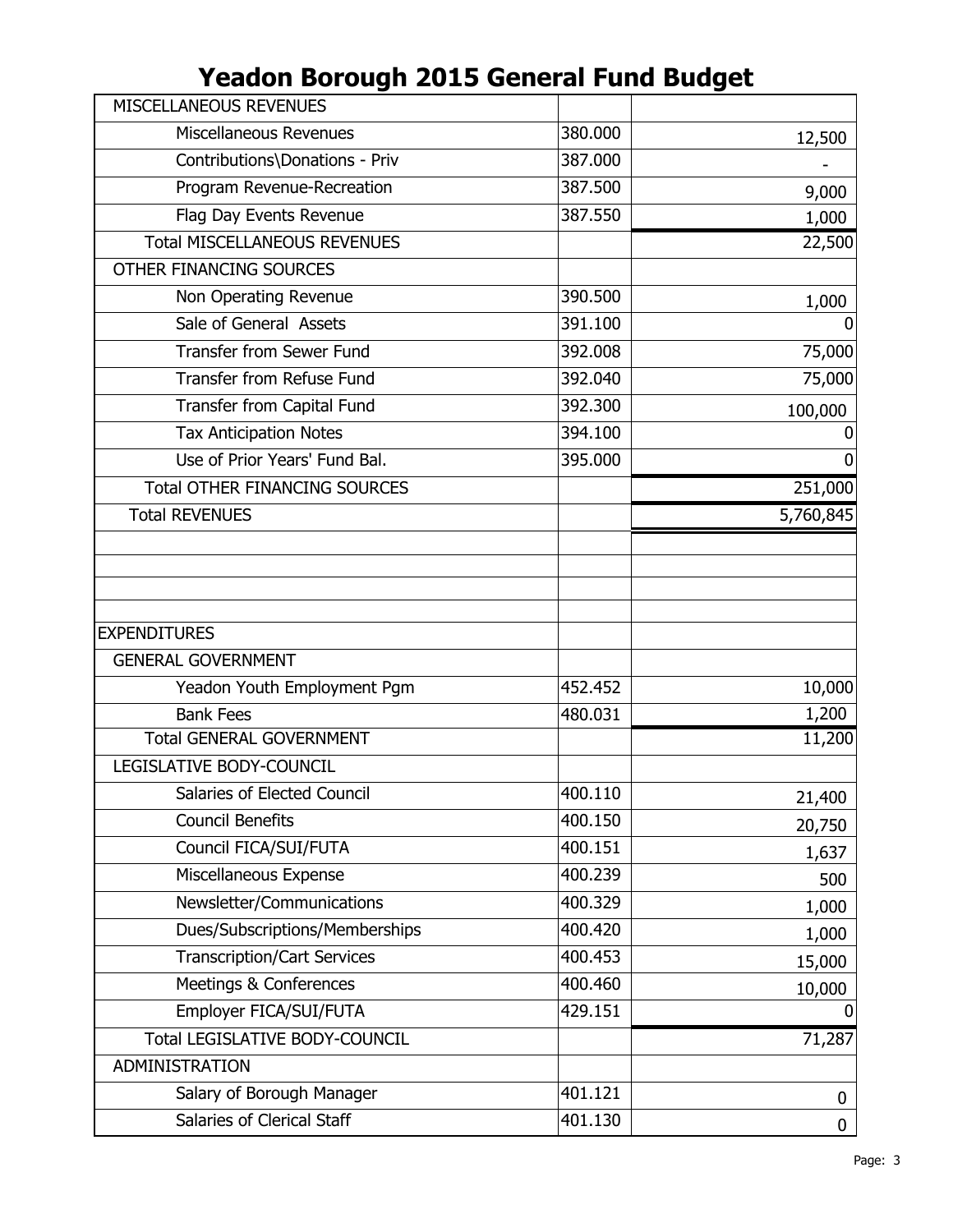# Yeadon Borough 2015 General Fund Budget

| | | |
|---|---|---|
| MISCELLANEOUS REVENUES | | |
| Miscellaneous Revenues | 380.000 | 12,500 |
| Contributions\Donations - Priv | 387.000 | - |
| Program Revenue-Recreation | 387.500 | 9,000 |
| Flag Day Events Revenue | 387.550 | 1,000 |
| Total MISCELLANEOUS REVENUES | | 22,500 |
| OTHER FINANCING SOURCES | | |
| Non Operating Revenue | 390.500 | 1,000 |
| Sale of General Assets | 391.100 | 0 |
| Transfer from Sewer Fund | 392.008 | 75,000 |
| Transfer from Refuse Fund | 392.040 | 75,000 |
| Transfer from Capital Fund | 392.300 | 100,000 |
| Tax Anticipation Notes | 394.100 | 0 |
| Use of Prior Years' Fund Bal. | 395.000 | 0 |
| Total OTHER FINANCING SOURCES | | 251,000 |
| Total REVENUES | | 5,760,845 |
| | | |
| | | |
| | | |
| | | |
| EXPENDITURES | | |
| GENERAL GOVERNMENT | | |
| Yeadon Youth Employment Pgm | 452.452 | 10,000 |
| Bank Fees | 480.031 | 1,200 |
| Total GENERAL GOVERNMENT | | 11,200 |
| LEGISLATIVE BODY-COUNCIL | | |
| Salaries of Elected Council | 400.110 | 21,400 |
| Council Benefits | 400.150 | 20,750 |
| Council FICA/SUI/FUTA | 400.151 | 1,637 |
| Miscellaneous Expense | 400.239 | 500 |
| Newsletter/Communications | 400.329 | 1,000 |
| Dues/Subscriptions/Memberships | 400.420 | 1,000 |
| Transcription/Cart Services | 400.453 | 15,000 |
| Meetings & Conferences | 400.460 | 10,000 |
| Employer FICA/SUI/FUTA | 429.151 | 0 |
| Total LEGISLATIVE BODY-COUNCIL | | 71,287 |
| ADMINISTRATION | | |
| Salary of Borough Manager | 401.121 | 0 |
| Salaries of Clerical Staff | 401.130 | 0 |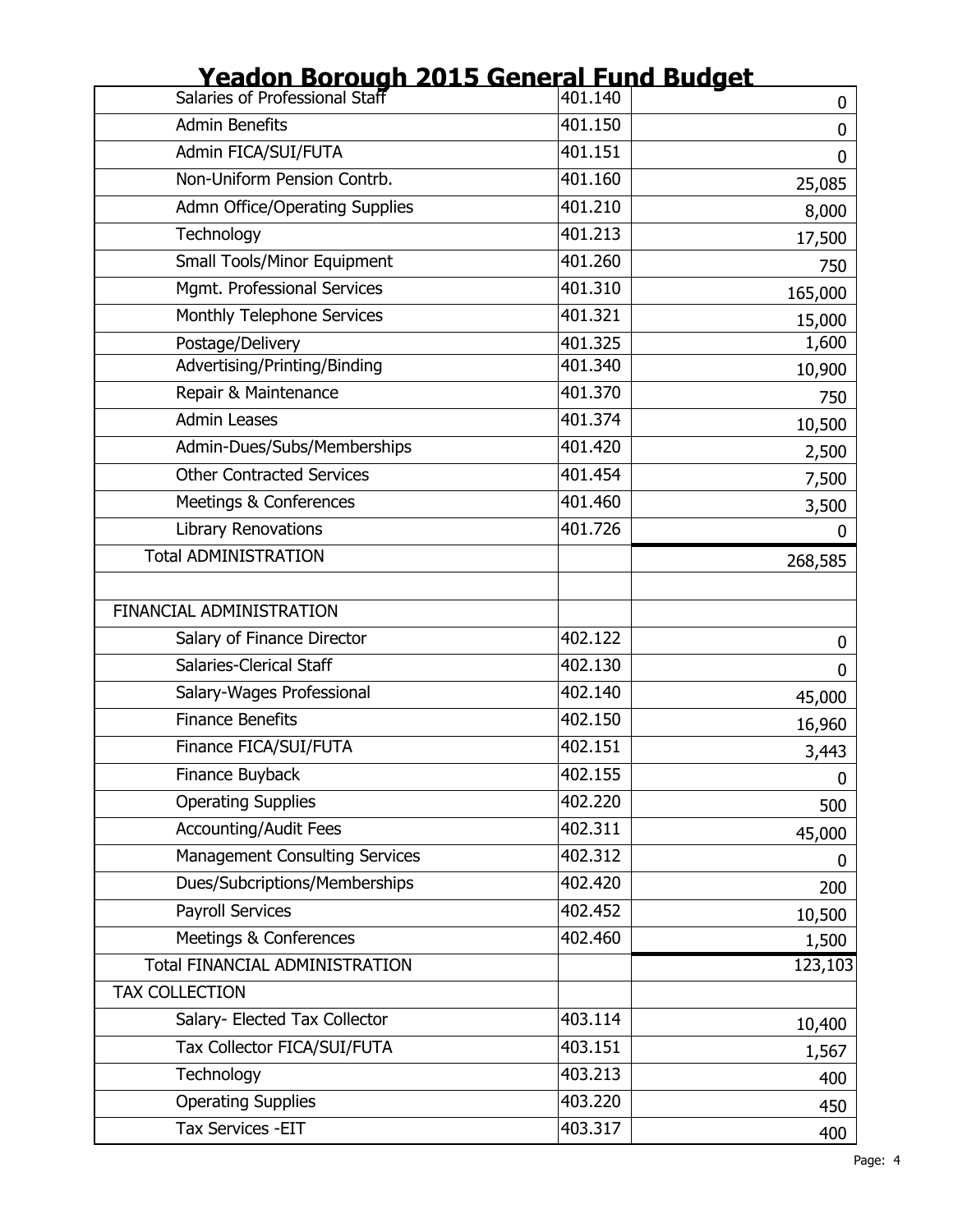# Yeadon Borough 2015 General Fund Budget

| | | |
|---|---|---|
| Salaries of Professional Staff | 401.140 | 0 |
| Admin Benefits | 401.150 | 0 |
| Admin FICA/SUI/FUTA | 401.151 | 0 |
| Non-Uniform Pension Contrb. | 401.160 | 25,085 |
| Admn Office/Operating Supplies | 401.210 | 8,000 |
| Technology | 401.213 | 17,500 |
| Small Tools/Minor Equipment | 401.260 | 750 |
| Mgmt. Professional Services | 401.310 | 165,000 |
| Monthly Telephone Services | 401.321 | 15,000 |
| Postage/Delivery | 401.325 | 1,600 |
| Advertising/Printing/Binding | 401.340 | 10,900 |
| Repair & Maintenance | 401.370 | 750 |
| Admin Leases | 401.374 | 10,500 |
| Admin-Dues/Subs/Memberships | 401.420 | 2,500 |
| Other Contracted Services | 401.454 | 7,500 |
| Meetings & Conferences | 401.460 | 3,500 |
| Library Renovations | 401.726 | 0 |
| Total ADMINISTRATION | | 268,585 |
| | | |
| FINANCIAL ADMINISTRATION | | |
| Salary of Finance Director | 402.122 | 0 |
| Salaries-Clerical Staff | 402.130 | 0 |
| Salary-Wages Professional | 402.140 | 45,000 |
| Finance Benefits | 402.150 | 16,960 |
| Finance FICA/SUI/FUTA | 402.151 | 3,443 |
| Finance Buyback | 402.155 | 0 |
| Operating Supplies | 402.220 | 500 |
| Accounting/Audit Fees | 402.311 | 45,000 |
| Management Consulting Services | 402.312 | 0 |
| Dues/Subcriptions/Memberships | 402.420 | 200 |
| Payroll Services | 402.452 | 10,500 |
| Meetings & Conferences | 402.460 | 1,500 |
| Total FINANCIAL ADMINISTRATION | | 123,103 |
| TAX COLLECTION | | |
| Salary- Elected Tax Collector | 403.114 | 10,400 |
| Tax Collector FICA/SUI/FUTA | 403.151 | 1,567 |
| Technology | 403.213 | 400 |
| Operating Supplies | 403.220 | 450 |
| Tax Services -EIT | 403.317 | 400 |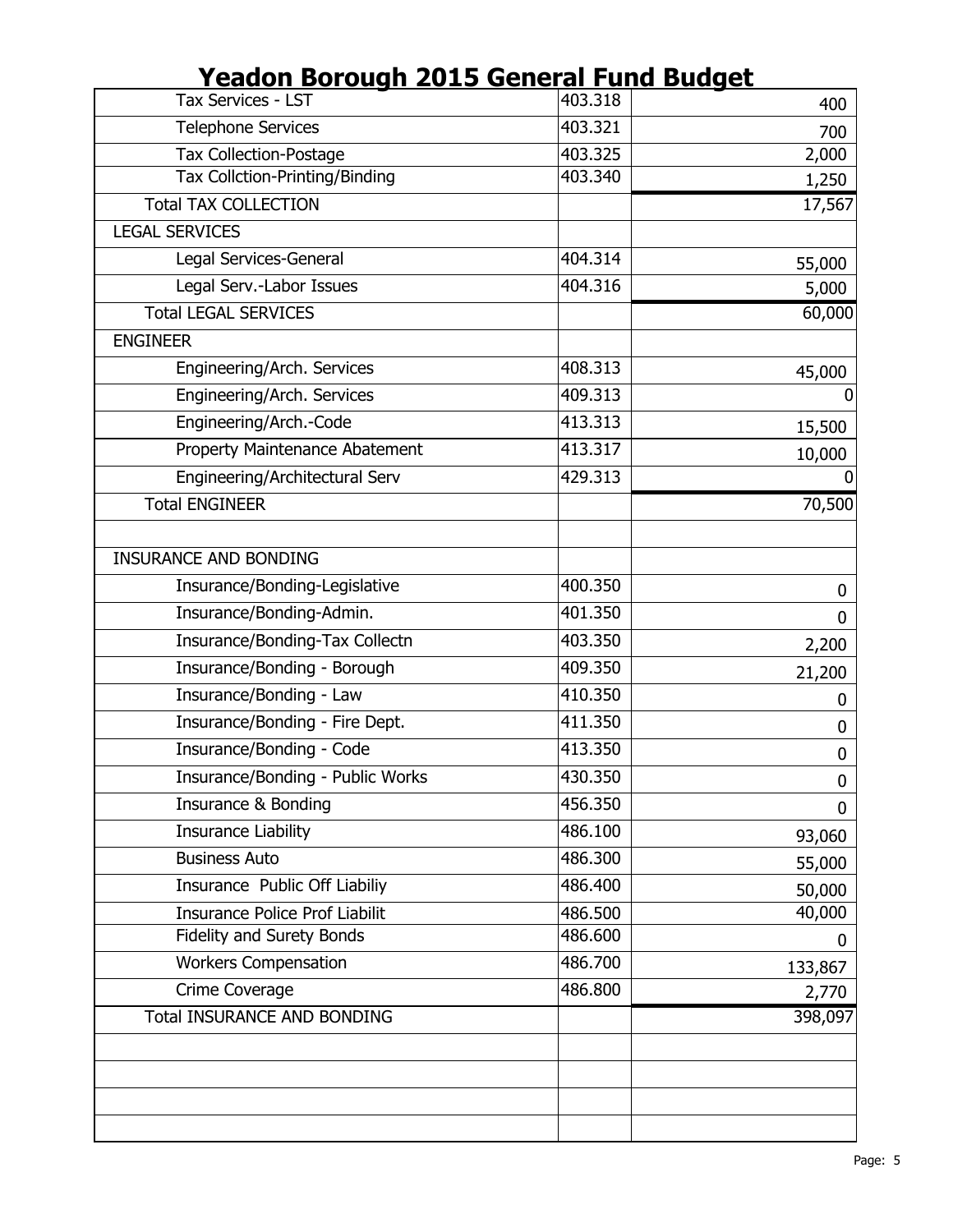# Yeadon Borough 2015 General Fund Budget

| | | |
|---|---|---|
| Tax Services - LST | 403.318 | 400 |
| Telephone Services | 403.321 | 700 |
| Tax Collection-Postage | 403.325 | 2,000 |
| Tax Collction-Printing/Binding | 403.340 | 1,250 |
| Total TAX COLLECTION | | 17,567 |
| LEGAL SERVICES | | |
| Legal Services-General | 404.314 | 55,000 |
| Legal Serv.-Labor Issues | 404.316 | 5,000 |
| Total LEGAL SERVICES | | 60,000 |
| ENGINEER | | |
| Engineering/Arch. Services | 408.313 | 45,000 |
| Engineering/Arch. Services | 409.313 | 0 |
| Engineering/Arch.-Code | 413.313 | 15,500 |
| Property Maintenance Abatement | 413.317 | 10,000 |
| Engineering/Architectural Serv | 429.313 | 0 |
| Total ENGINEER | | 70,500 |
| | | |
| INSURANCE AND BONDING | | |
| Insurance/Bonding-Legislative | 400.350 | 0 |
| Insurance/Bonding-Admin. | 401.350 | 0 |
| Insurance/Bonding-Tax Collectn | 403.350 | 2,200 |
| Insurance/Bonding - Borough | 409.350 | 21,200 |
| Insurance/Bonding - Law | 410.350 | 0 |
| Insurance/Bonding - Fire Dept. | 411.350 | 0 |
| Insurance/Bonding - Code | 413.350 | 0 |
| Insurance/Bonding - Public Works | 430.350 | 0 |
| Insurance & Bonding | 456.350 | 0 |
| Insurance Liability | 486.100 | 93,060 |
| Business Auto | 486.300 | 55,000 |
| Insurance Public Off Liabiliy | 486.400 | 50,000 |
| Insurance Police Prof Liabilit | 486.500 | 40,000 |
| Fidelity and Surety Bonds | 486.600 | 0 |
| Workers Compensation | 486.700 | 133,867 |
| Crime Coverage | 486.800 | 2,770 |
| Total INSURANCE AND BONDING | | 398,097 |
| | | |
| | | |
| | | |
| | | |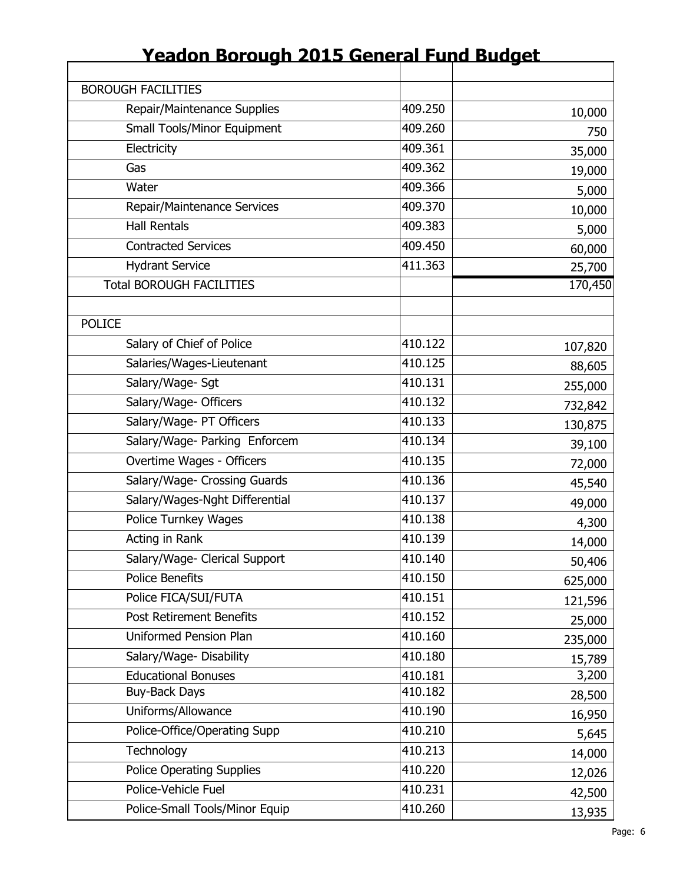# Yeadon Borough 2015 General Fund Budget

| | | |
|---|---|---|
| BOROUGH FACILITIES | | |
| Repair/Maintenance Supplies | 409.250 | 10,000 |
| Small Tools/Minor Equipment | 409.260 | 750 |
| Electricity | 409.361 | 35,000 |
| Gas | 409.362 | 19,000 |
| Water | 409.366 | 5,000 |
| Repair/Maintenance Services | 409.370 | 10,000 |
| Hall Rentals | 409.383 | 5,000 |
| Contracted Services | 409.450 | 60,000 |
| Hydrant Service | 411.363 | 25,700 |
| Total BOROUGH FACILITIES | | 170,450 |
| | | |
| POLICE | | |
| Salary of Chief of Police | 410.122 | 107,820 |
| Salaries/Wages-Lieutenant | 410.125 | 88,605 |
| Salary/Wage- Sgt | 410.131 | 255,000 |
| Salary/Wage- Officers | 410.132 | 732,842 |
| Salary/Wage- PT Officers | 410.133 | 130,875 |
| Salary/Wage- Parking Enforcem | 410.134 | 39,100 |
| Overtime Wages - Officers | 410.135 | 72,000 |
| Salary/Wage- Crossing Guards | 410.136 | 45,540 |
| Salary/Wages-Nght Differential | 410.137 | 49,000 |
| Police Turnkey Wages | 410.138 | 4,300 |
| Acting in Rank | 410.139 | 14,000 |
| Salary/Wage- Clerical Support | 410.140 | 50,406 |
| Police Benefits | 410.150 | 625,000 |
| Police FICA/SUI/FUTA | 410.151 | 121,596 |
| Post Retirement Benefits | 410.152 | 25,000 |
| Uniformed Pension Plan | 410.160 | 235,000 |
| Salary/Wage- Disability | 410.180 | 15,789 |
| Educational Bonuses | 410.181 | 3,200 |
| Buy-Back Days | 410.182 | 28,500 |
| Uniforms/Allowance | 410.190 | 16,950 |
| Police-Office/Operating Supp | 410.210 | 5,645 |
| Technology | 410.213 | 14,000 |
| Police Operating Supplies | 410.220 | 12,026 |
| Police-Vehicle Fuel | 410.231 | 42,500 |
| Police-Small Tools/Minor Equip | 410.260 | 13,935 |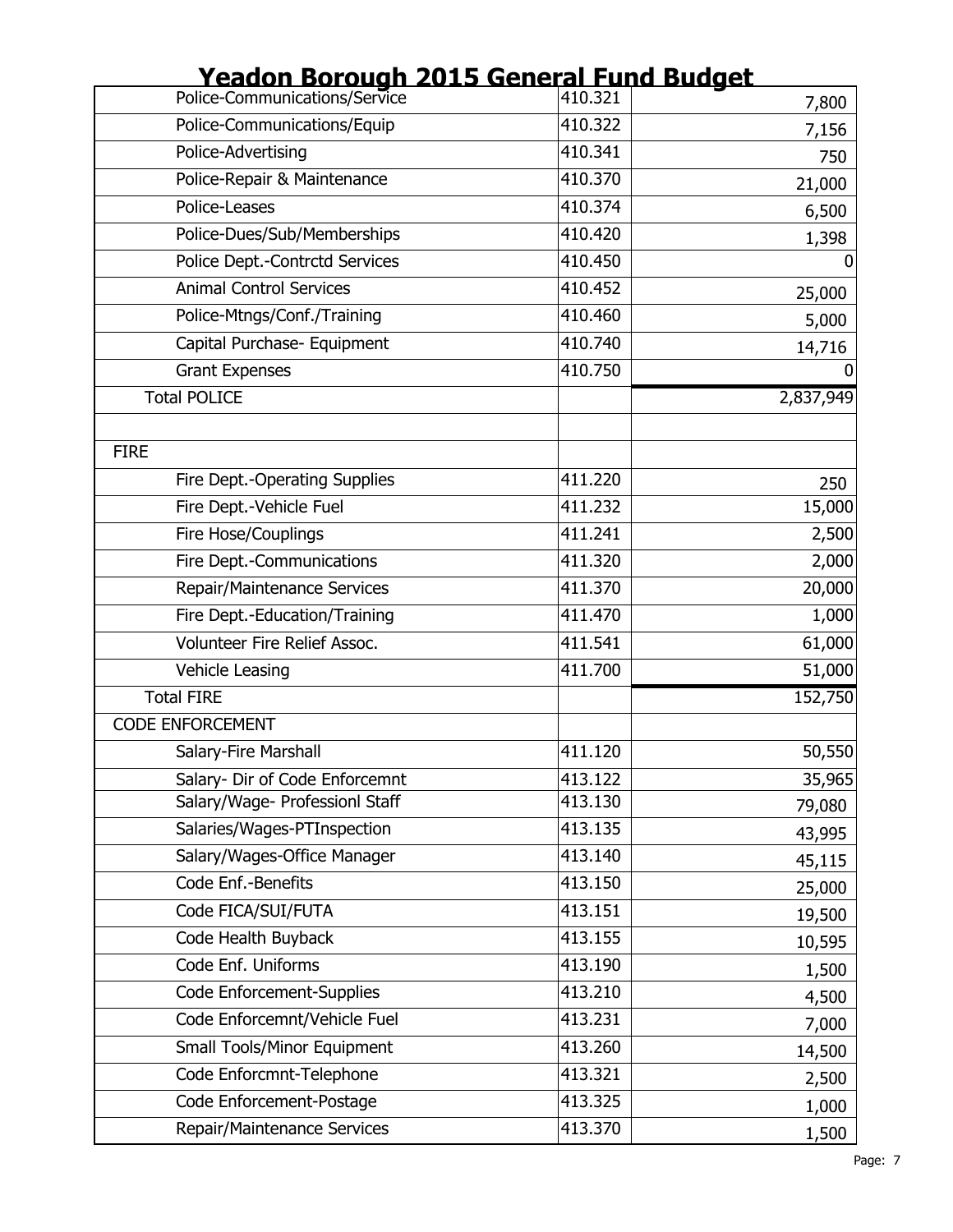# Yeadon Borough 2015 General Fund Budget

| | | |
|---|---|---|
| Police-Communications/Service | 410.321 | 7,800 |
| Police-Communications/Equip | 410.322 | 7,156 |
| Police-Advertising | 410.341 | 750 |
| Police-Repair & Maintenance | 410.370 | 21,000 |
| Police-Leases | 410.374 | 6,500 |
| Police-Dues/Sub/Memberships | 410.420 | 1,398 |
| Police Dept.-Contrctd Services | 410.450 | 0 |
| Animal Control Services | 410.452 | 25,000 |
| Police-Mtngs/Conf./Training | 410.460 | 5,000 |
| Capital Purchase- Equipment | 410.740 | 14,716 |
| Grant Expenses | 410.750 | 0 |
| Total POLICE | | 2,837,949 |
| | | |
| FIRE | | |
| Fire Dept.-Operating Supplies | 411.220 | 250 |
| Fire Dept.-Vehicle Fuel | 411.232 | 15,000 |
| Fire Hose/Couplings | 411.241 | 2,500 |
| Fire Dept.-Communications | 411.320 | 2,000 |
| Repair/Maintenance Services | 411.370 | 20,000 |
| Fire Dept.-Education/Training | 411.470 | 1,000 |
| Volunteer Fire Relief Assoc. | 411.541 | 61,000 |
| Vehicle Leasing | 411.700 | 51,000 |
| Total FIRE | | 152,750 |
| CODE ENFORCEMENT | | |
| Salary-Fire Marshall | 411.120 | 50,550 |
| Salary- Dir of Code Enforcemnt | 413.122 | 35,965 |
| Salary/Wage- Professionl Staff | 413.130 | 79,080 |
| Salaries/Wages-PTInspection | 413.135 | 43,995 |
| Salary/Wages-Office Manager | 413.140 | 45,115 |
| Code Enf.-Benefits | 413.150 | 25,000 |
| Code FICA/SUI/FUTA | 413.151 | 19,500 |
| Code Health Buyback | 413.155 | 10,595 |
| Code Enf. Uniforms | 413.190 | 1,500 |
| Code Enforcement-Supplies | 413.210 | 4,500 |
| Code Enforcemnt/Vehicle Fuel | 413.231 | 7,000 |
| Small Tools/Minor Equipment | 413.260 | 14,500 |
| Code Enforcmnt-Telephone | 413.321 | 2,500 |
| Code Enforcement-Postage | 413.325 | 1,000 |
| Repair/Maintenance Services | 413.370 | 1,500 |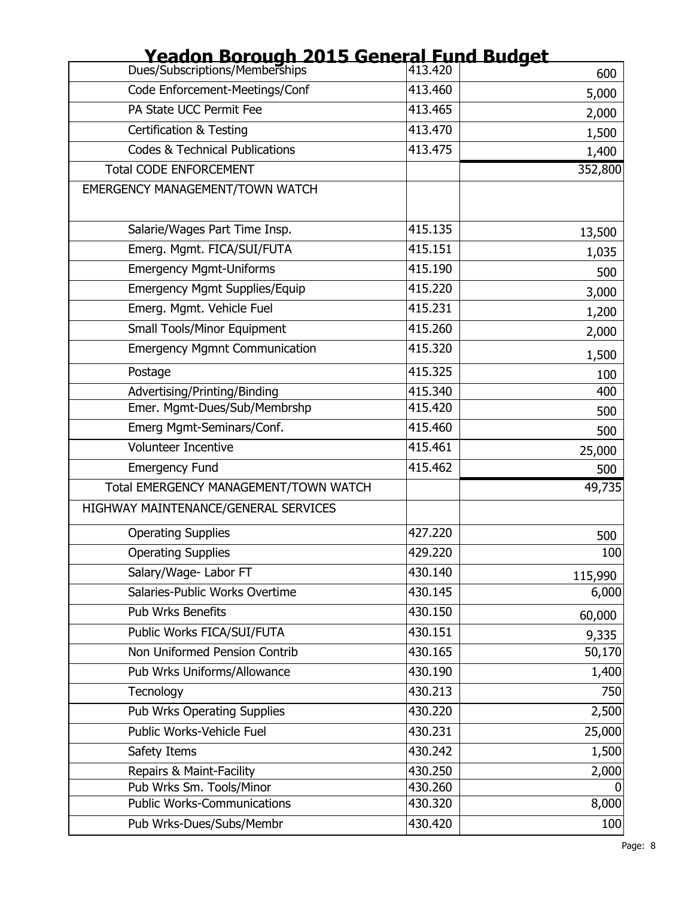# Yeadon Borough 2015 General Fund Budget

| | | |
|---|---|---|
| Dues/Subscriptions/Memberships | 413.420 | 600 |
| Code Enforcement-Meetings/Conf | 413.460 | 5,000 |
| PA State UCC Permit Fee | 413.465 | 2,000 |
| Certification & Testing | 413.470 | 1,500 |
| Codes & Technical Publications | 413.475 | 1,400 |
| Total CODE ENFORCEMENT | | 352,800 |
| EMERGENCY MANAGEMENT/TOWN WATCH | | |
| Salarie/Wages Part Time Insp. | 415.135 | 13,500 |
| Emerg. Mgmt. FICA/SUI/FUTA | 415.151 | 1,035 |
| Emergency Mgmt-Uniforms | 415.190 | 500 |
| Emergency Mgmt Supplies/Equip | 415.220 | 3,000 |
| Emerg. Mgmt. Vehicle Fuel | 415.231 | 1,200 |
| Small Tools/Minor Equipment | 415.260 | 2,000 |
| Emergency Mgmnt Communication | 415.320 | 1,500 |
| Postage | 415.325 | 100 |
| Advertising/Printing/Binding | 415.340 | 400 |
| Emer. Mgmt-Dues/Sub/Membrshp | 415.420 | 500 |
| Emerg Mgmt-Seminars/Conf. | 415.460 | 500 |
| Volunteer Incentive | 415.461 | 25,000 |
| Emergency Fund | 415.462 | 500 |
| Total EMERGENCY MANAGEMENT/TOWN WATCH | | 49,735 |
| HIGHWAY MAINTENANCE/GENERAL SERVICES | | |
| Operating Supplies | 427.220 | 500 |
| Operating Supplies | 429.220 | 100 |
| Salary/Wage- Labor FT | 430.140 | 115,990 |
| Salaries-Public Works Overtime | 430.145 | 6,000 |
| Pub Wrks Benefits | 430.150 | 60,000 |
| Public Works FICA/SUI/FUTA | 430.151 | 9,335 |
| Non Uniformed Pension Contrib | 430.165 | 50,170 |
| Pub Wrks Uniforms/Allowance | 430.190 | 1,400 |
| Tecnology | 430.213 | 750 |
| Pub Wrks Operating Supplies | 430.220 | 2,500 |
| Public Works-Vehicle Fuel | 430.231 | 25,000 |
| Safety Items | 430.242 | 1,500 |
| Repairs & Maint-Facility | 430.250 | 2,000 |
| Pub Wrks Sm. Tools/Minor | 430.260 | 0 |
| Public Works-Communications | 430.320 | 8,000 |
| Pub Wrks-Dues/Subs/Membr | 430.420 | 100 |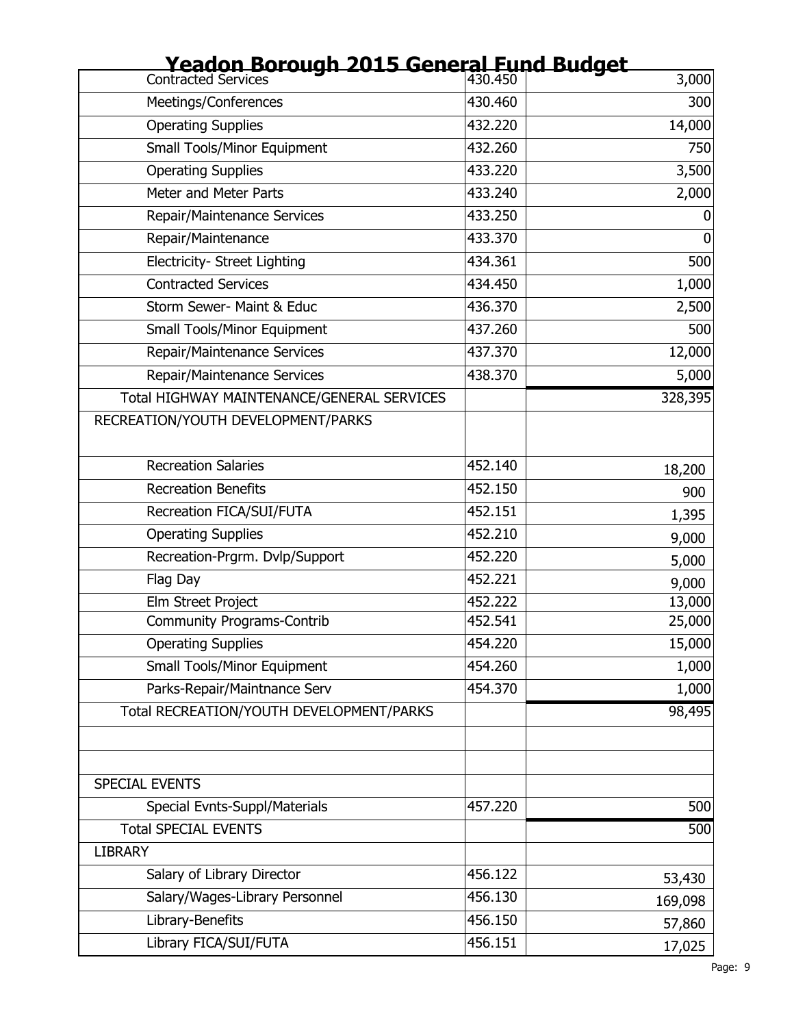# Yeadon Borough 2015 General Fund Budget

| | | |
|---|---|---|
| Contracted Services | 430.450 | 3,000 |
| Meetings/Conferences | 430.460 | 300 |
| Operating Supplies | 432.220 | 14,000 |
| Small Tools/Minor Equipment | 432.260 | 750 |
| Operating Supplies | 433.220 | 3,500 |
| Meter and Meter Parts | 433.240 | 2,000 |
| Repair/Maintenance Services | 433.250 | 0 |
| Repair/Maintenance | 433.370 | 0 |
| Electricity- Street Lighting | 434.361 | 500 |
| Contracted Services | 434.450 | 1,000 |
| Storm Sewer- Maint & Educ | 436.370 | 2,500 |
| Small Tools/Minor Equipment | 437.260 | 500 |
| Repair/Maintenance Services | 437.370 | 12,000 |
| Repair/Maintenance Services | 438.370 | 5,000 |
| Total HIGHWAY MAINTENANCE/GENERAL SERVICES | | 328,395 |
| RECREATION/YOUTH DEVELOPMENT/PARKS | | |
| Recreation Salaries | 452.140 | 18,200 |
| Recreation Benefits | 452.150 | 900 |
| Recreation FICA/SUI/FUTA | 452.151 | 1,395 |
| Operating Supplies | 452.210 | 9,000 |
| Recreation-Prgrm. Dvlp/Support | 452.220 | 5,000 |
| Flag Day | 452.221 | 9,000 |
| Elm Street Project | 452.222 | 13,000 |
| Community Programs-Contrib | 452.541 | 25,000 |
| Operating Supplies | 454.220 | 15,000 |
| Small Tools/Minor Equipment | 454.260 | 1,000 |
| Parks-Repair/Maintnance Serv | 454.370 | 1,000 |
| Total RECREATION/YOUTH DEVELOPMENT/PARKS | | 98,495 |
| | | |
| | | |
| SPECIAL EVENTS | | |
| Special Evnts-Suppl/Materials | 457.220 | 500 |
| Total SPECIAL EVENTS | | 500 |
| LIBRARY | | |
| Salary of Library Director | 456.122 | 53,430 |
| Salary/Wages-Library Personnel | 456.130 | 169,098 |
| Library-Benefits | 456.150 | 57,860 |
| Library FICA/SUI/FUTA | 456.151 | 17,025 |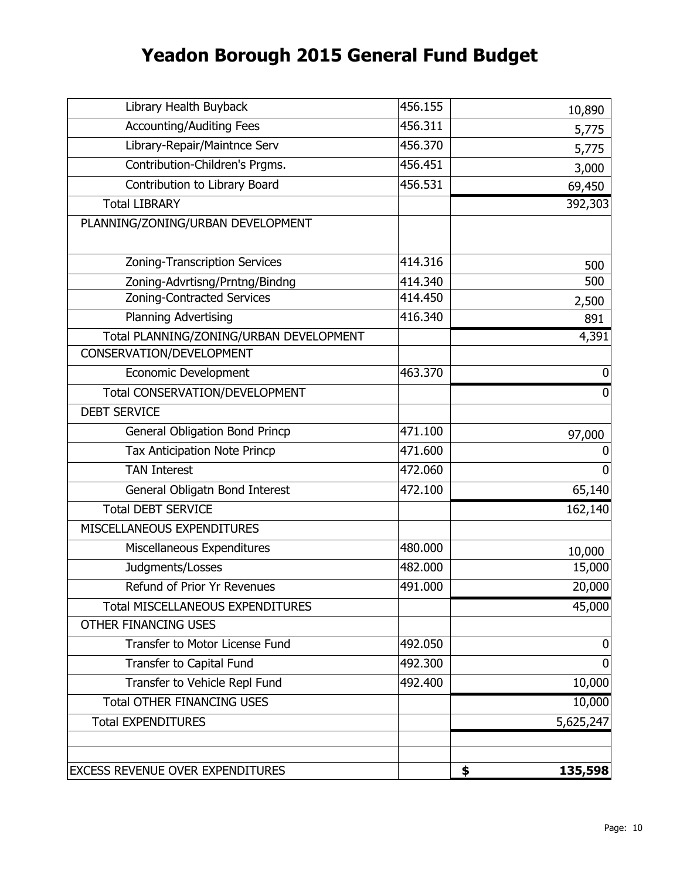# Yeadon Borough 2015 General Fund Budget

| | | |
|---|---|---|
| Library Health Buyback | 456.155 | 10,890 |
| Accounting/Auditing Fees | 456.311 | 5,775 |
| Library-Repair/Maintnce Serv | 456.370 | 5,775 |
| Contribution-Children's Prgms. | 456.451 | 3,000 |
| Contribution to Library Board | 456.531 | 69,450 |
| Total LIBRARY | | 392,303 |
| PLANNING/ZONING/URBAN DEVELOPMENT | | |
| Zoning-Transcription Services | 414.316 | 500 |
| Zoning-Advrtisng/Prntng/Bindng | 414.340 | 500 |
| Zoning-Contracted Services | 414.450 | 2,500 |
| Planning Advertising | 416.340 | 891 |
| Total PLANNING/ZONING/URBAN DEVELOPMENT | | 4,391 |
| CONSERVATION/DEVELOPMENT | | |
| Economic Development | 463.370 | 0 |
| Total CONSERVATION/DEVELOPMENT | | 0 |
| DEBT SERVICE | | |
| General Obligation Bond Princp | 471.100 | 97,000 |
| Tax Anticipation Note Princp | 471.600 | 0 |
| TAN Interest | 472.060 | 0 |
| General Obligatn Bond Interest | 472.100 | 65,140 |
| Total DEBT SERVICE | | 162,140 |
| MISCELLANEOUS EXPENDITURES | | |
| Miscellaneous Expenditures | 480.000 | 10,000 |
| Judgments/Losses | 482.000 | 15,000 |
| Refund of Prior Yr Revenues | 491.000 | 20,000 |
| Total MISCELLANEOUS EXPENDITURES | | 45,000 |
| OTHER FINANCING USES | | |
| Transfer to Motor License Fund | 492.050 | 0 |
| Transfer to Capital Fund | 492.300 | 0 |
| Transfer to Vehicle Repl Fund | 492.400 | 10,000 |
| Total OTHER FINANCING USES | | 10,000 |
| Total EXPENDITURES | | 5,625,247 |
| | | |
| | | |
| EXCESS REVENUE OVER EXPENDITURES | | **$ 135,598** |